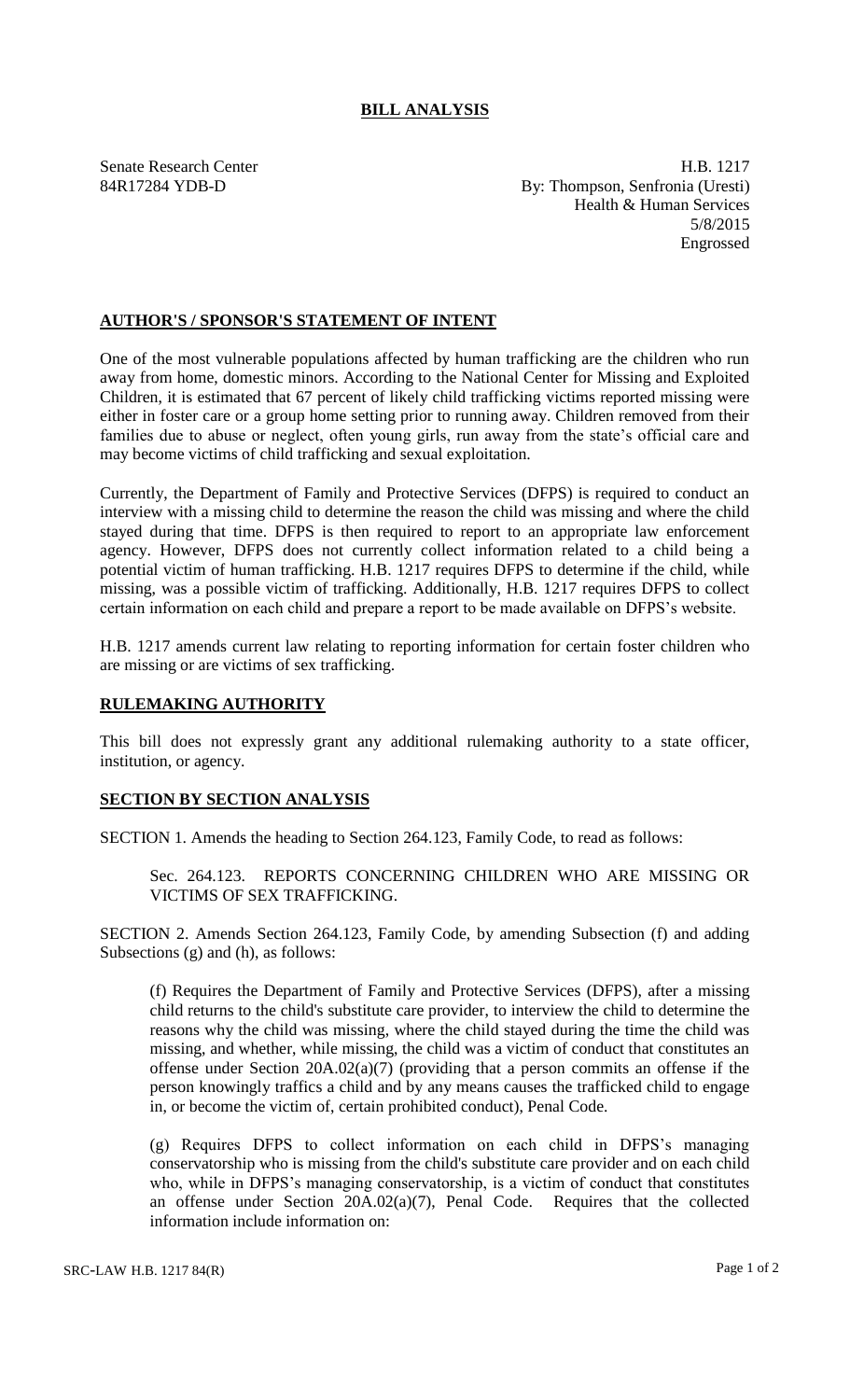# BILL ANALYSIS

Senate Research Center
84R17284 YDB-D

H.B. 1217
By: Thompson, Senfronia (Uresti)
Health & Human Services
5/8/2015
Engrossed

## AUTHOR'S / SPONSOR'S STATEMENT OF INTENT

One of the most vulnerable populations affected by human trafficking are the children who run away from home, domestic minors. According to the National Center for Missing and Exploited Children, it is estimated that 67 percent of likely child trafficking victims reported missing were either in foster care or a group home setting prior to running away. Children removed from their families due to abuse or neglect, often young girls, run away from the state's official care and may become victims of child trafficking and sexual exploitation.

Currently, the Department of Family and Protective Services (DFPS) is required to conduct an interview with a missing child to determine the reason the child was missing and where the child stayed during that time. DFPS is then required to report to an appropriate law enforcement agency. However, DFPS does not currently collect information related to a child being a potential victim of human trafficking. H.B. 1217 requires DFPS to determine if the child, while missing, was a possible victim of trafficking. Additionally, H.B. 1217 requires DFPS to collect certain information on each child and prepare a report to be made available on DFPS's website.

H.B. 1217 amends current law relating to reporting information for certain foster children who are missing or are victims of sex trafficking.

## RULEMAKING AUTHORITY

This bill does not expressly grant any additional rulemaking authority to a state officer, institution, or agency.

## SECTION BY SECTION ANALYSIS

SECTION 1. Amends the heading to Section 264.123, Family Code, to read as follows:

Sec. 264.123. REPORTS CONCERNING CHILDREN WHO ARE MISSING OR VICTIMS OF SEX TRAFFICKING.

SECTION 2. Amends Section 264.123, Family Code, by amending Subsection (f) and adding Subsections (g) and (h), as follows:

(f) Requires the Department of Family and Protective Services (DFPS), after a missing child returns to the child's substitute care provider, to interview the child to determine the reasons why the child was missing, where the child stayed during the time the child was missing, and whether, while missing, the child was a victim of conduct that constitutes an offense under Section 20A.02(a)(7) (providing that a person commits an offense if the person knowingly traffics a child and by any means causes the trafficked child to engage in, or become the victim of, certain prohibited conduct), Penal Code.

(g) Requires DFPS to collect information on each child in DFPS's managing conservatorship who is missing from the child's substitute care provider and on each child who, while in DFPS's managing conservatorship, is a victim of conduct that constitutes an offense under Section 20A.02(a)(7), Penal Code. Requires that the collected information include information on: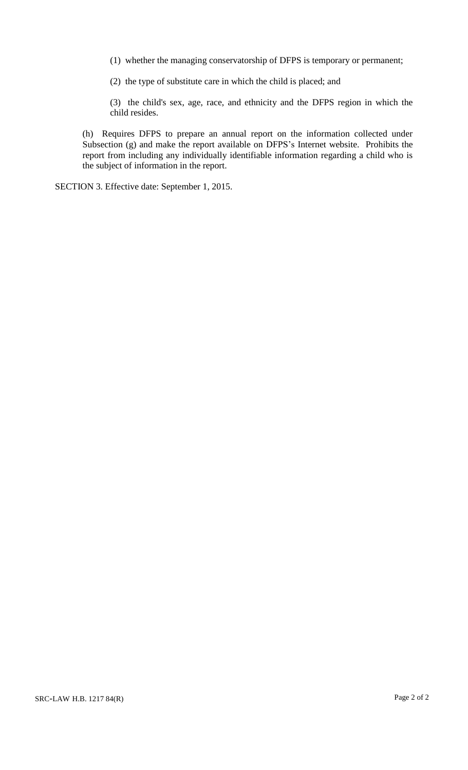(1) whether the managing conservatorship of DFPS is temporary or permanent;

(2) the type of substitute care in which the child is placed; and

(3) the child's sex, age, race, and ethnicity and the DFPS region in which the child resides.

(h) Requires DFPS to prepare an annual report on the information collected under Subsection (g) and make the report available on DFPS's Internet website. Prohibits the report from including any individually identifiable information regarding a child who is the subject of information in the report.

SECTION 3. Effective date: September 1, 2015.